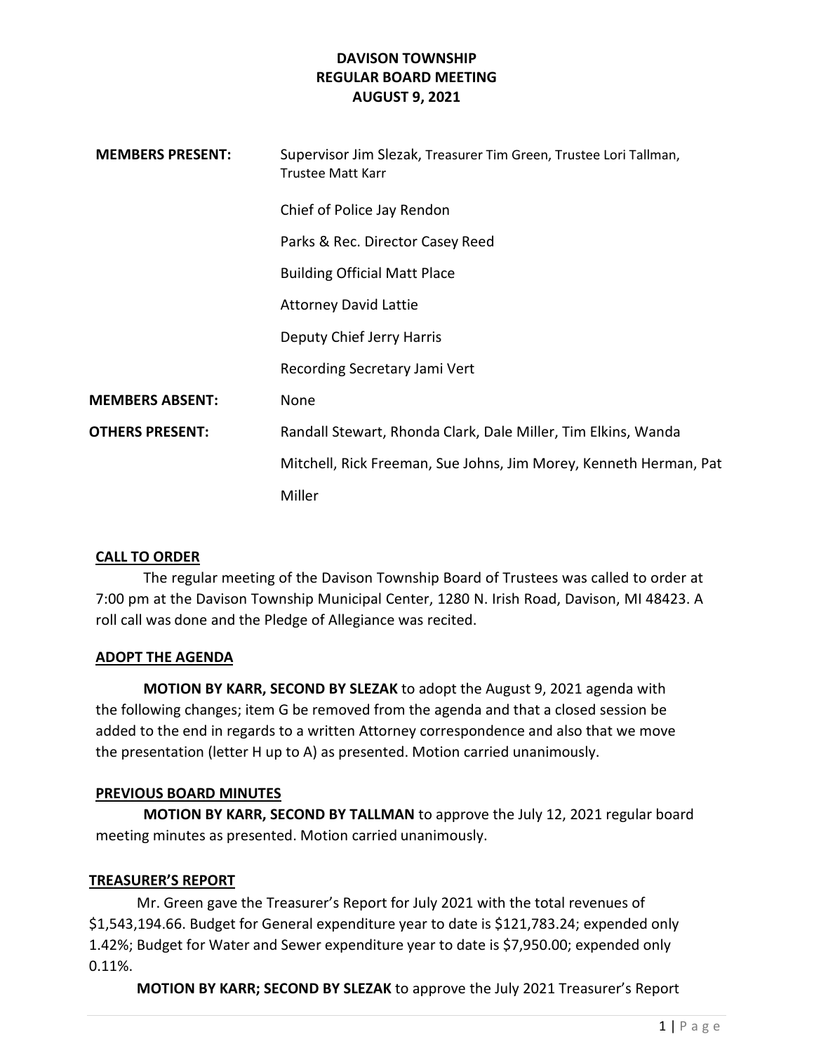# DAVISON TOWNSHIP
## REGULAR BOARD MEETING
## AUGUST 9, 2021

| | |
|---|---|
| **MEMBERS PRESENT:** | Supervisor Jim Slezak, Treasurer Tim Green, Trustee Lori Tallman, Trustee Matt Karr |
| | Chief of Police Jay Rendon |
| | Parks & Rec. Director Casey Reed |
| | Building Official Matt Place |
| | Attorney David Lattie |
| | Deputy Chief Jerry Harris |
| | Recording Secretary Jami Vert |
| **MEMBERS ABSENT:** | None |
| **OTHERS PRESENT:** | Randall Stewart, Rhonda Clark, Dale Miller, Tim Elkins, Wanda Mitchell, Rick Freeman, Sue Johns, Jim Morey, Kenneth Herman, Pat Miller |

**CALL TO ORDER**

The regular meeting of the Davison Township Board of Trustees was called to order at 7:00 pm at the Davison Township Municipal Center, 1280 N. Irish Road, Davison, MI 48423. A roll call was done and the Pledge of Allegiance was recited.

**ADOPT THE AGENDA**

**MOTION BY KARR, SECOND BY SLEZAK** to adopt the August 9, 2021 agenda with the following changes; item G be removed from the agenda and that a closed session be added to the end in regards to a written Attorney correspondence and also that we move the presentation (letter H up to A) as presented. Motion carried unanimously.

**PREVIOUS BOARD MINUTES**

**MOTION BY KARR, SECOND BY TALLMAN** to approve the July 12, 2021 regular board meeting minutes as presented. Motion carried unanimously.

**TREASURER'S REPORT**

Mr. Green gave the Treasurer's Report for July 2021 with the total revenues of $1,543,194.66. Budget for General expenditure year to date is $121,783.24; expended only 1.42%; Budget for Water and Sewer expenditure year to date is $7,950.00; expended only 0.11%.

**MOTION BY KARR; SECOND BY SLEZAK** to approve the July 2021 Treasurer's Report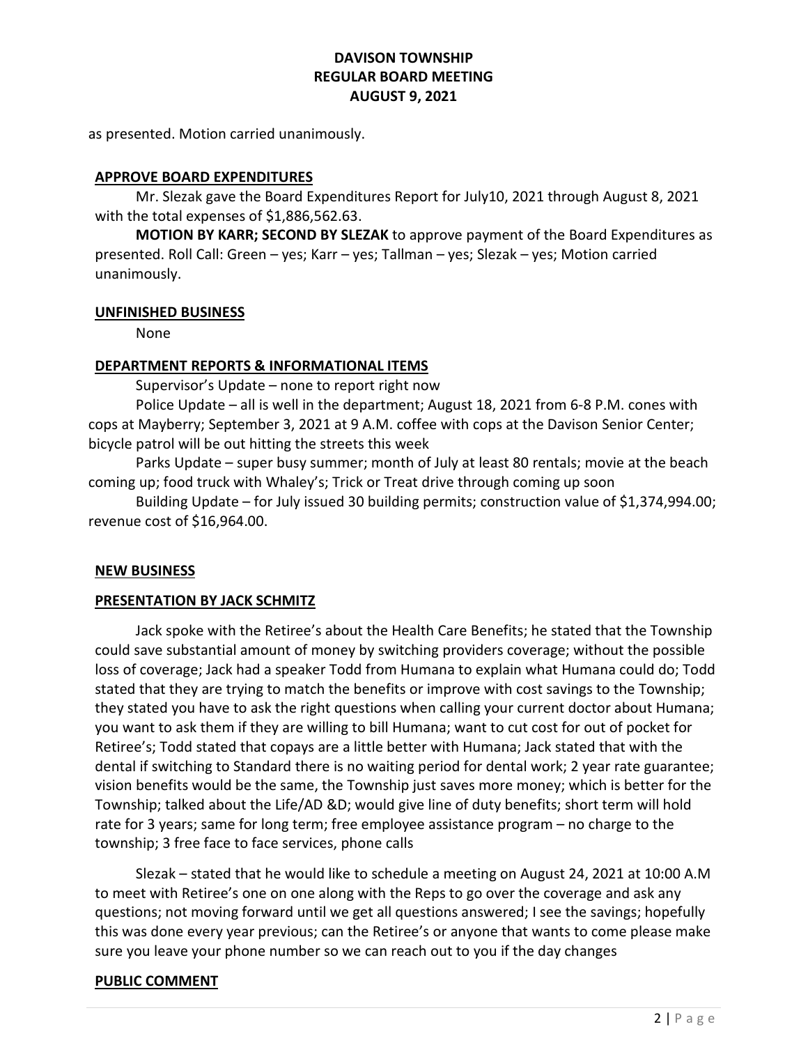as presented. Motion carried unanimously.

**APPROVE BOARD EXPENDITURES**

Mr. Slezak gave the Board Expenditures Report for July10, 2021 through August 8, 2021 with the total expenses of $1,886,562.63.

**MOTION BY KARR; SECOND BY SLEZAK** to approve payment of the Board Expenditures as presented. Roll Call: Green – yes; Karr – yes; Tallman – yes; Slezak – yes; Motion carried unanimously.

**UNFINISHED BUSINESS**

None

**DEPARTMENT REPORTS & INFORMATIONAL ITEMS**

Supervisor's Update – none to report right now

Police Update – all is well in the department; August 18, 2021 from 6-8 P.M. cones with cops at Mayberry; September 3, 2021 at 9 A.M. coffee with cops at the Davison Senior Center; bicycle patrol will be out hitting the streets this week

Parks Update – super busy summer; month of July at least 80 rentals; movie at the beach coming up; food truck with Whaley's; Trick or Treat drive through coming up soon

Building Update – for July issued 30 building permits; construction value of $1,374,994.00; revenue cost of $16,964.00.

**NEW BUSINESS**

**PRESENTATION BY JACK SCHMITZ**

Jack spoke with the Retiree's about the Health Care Benefits; he stated that the Township could save substantial amount of money by switching providers coverage; without the possible loss of coverage; Jack had a speaker Todd from Humana to explain what Humana could do; Todd stated that they are trying to match the benefits or improve with cost savings to the Township; they stated you have to ask the right questions when calling your current doctor about Humana; you want to ask them if they are willing to bill Humana; want to cut cost for out of pocket for Retiree's; Todd stated that copays are a little better with Humana; Jack stated that with the dental if switching to Standard there is no waiting period for dental work; 2 year rate guarantee; vision benefits would be the same, the Township just saves more money; which is better for the Township; talked about the Life/AD &D; would give line of duty benefits; short term will hold rate for 3 years; same for long term; free employee assistance program – no charge to the township; 3 free face to face services, phone calls

Slezak – stated that he would like to schedule a meeting on August 24, 2021 at 10:00 A.M to meet with Retiree's one on one along with the Reps to go over the coverage and ask any questions; not moving forward until we get all questions answered; I see the savings; hopefully this was done every year previous; can the Retiree's or anyone that wants to come please make sure you leave your phone number so we can reach out to you if the day changes

**PUBLIC COMMENT**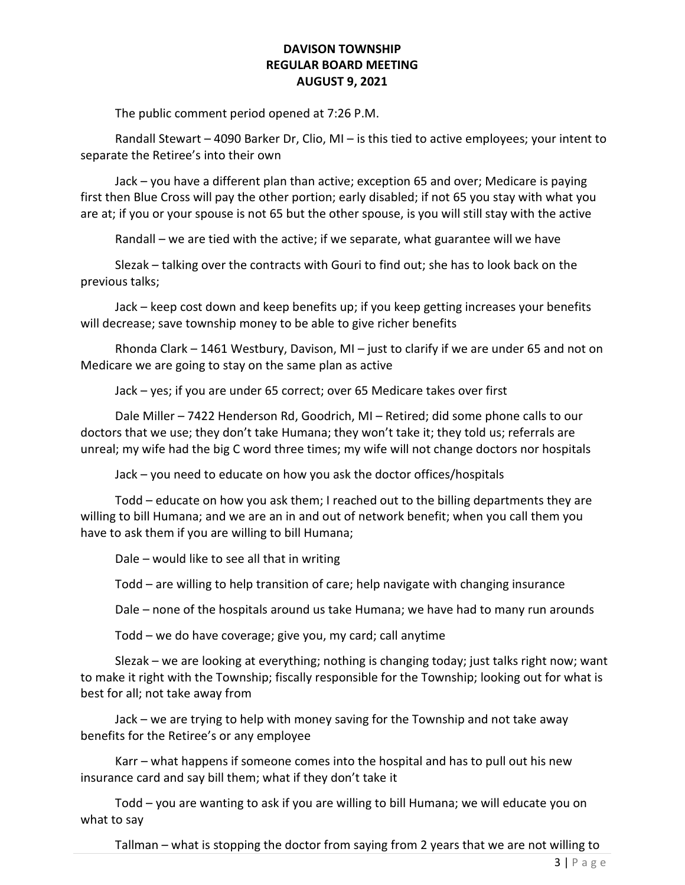**DAVISON TOWNSHIP**
**REGULAR BOARD MEETING**
**AUGUST 9, 2021**

The public comment period opened at 7:26 P.M.

Randall Stewart – 4090 Barker Dr, Clio, MI – is this tied to active employees; your intent to separate the Retiree's into their own

Jack – you have a different plan than active; exception 65 and over; Medicare is paying first then Blue Cross will pay the other portion; early disabled; if not 65 you stay with what you are at; if you or your spouse is not 65 but the other spouse, is you will still stay with the active

Randall – we are tied with the active; if we separate, what guarantee will we have

Slezak – talking over the contracts with Gouri to find out; she has to look back on the previous talks;

Jack – keep cost down and keep benefits up; if you keep getting increases your benefits will decrease; save township money to be able to give richer benefits

Rhonda Clark – 1461 Westbury, Davison, MI – just to clarify if we are under 65 and not on Medicare we are going to stay on the same plan as active

Jack – yes; if you are under 65 correct; over 65 Medicare takes over first

Dale Miller – 7422 Henderson Rd, Goodrich, MI – Retired; did some phone calls to our doctors that we use; they don't take Humana; they won't take it; they told us; referrals are unreal; my wife had the big C word three times; my wife will not change doctors nor hospitals

Jack – you need to educate on how you ask the doctor offices/hospitals

Todd – educate on how you ask them; I reached out to the billing departments they are willing to bill Humana; and we are an in and out of network benefit; when you call them you have to ask them if you are willing to bill Humana;

Dale – would like to see all that in writing

Todd – are willing to help transition of care; help navigate with changing insurance

Dale – none of the hospitals around us take Humana; we have had to many run arounds

Todd – we do have coverage; give you, my card; call anytime

Slezak – we are looking at everything; nothing is changing today; just talks right now; want to make it right with the Township; fiscally responsible for the Township; looking out for what is best for all; not take away from

Jack – we are trying to help with money saving for the Township and not take away benefits for the Retiree's or any employee

Karr – what happens if someone comes into the hospital and has to pull out his new insurance card and say bill them; what if they don't take it

Todd – you are wanting to ask if you are willing to bill Humana; we will educate you on what to say

Tallman – what is stopping the doctor from saying from 2 years that we are not willing to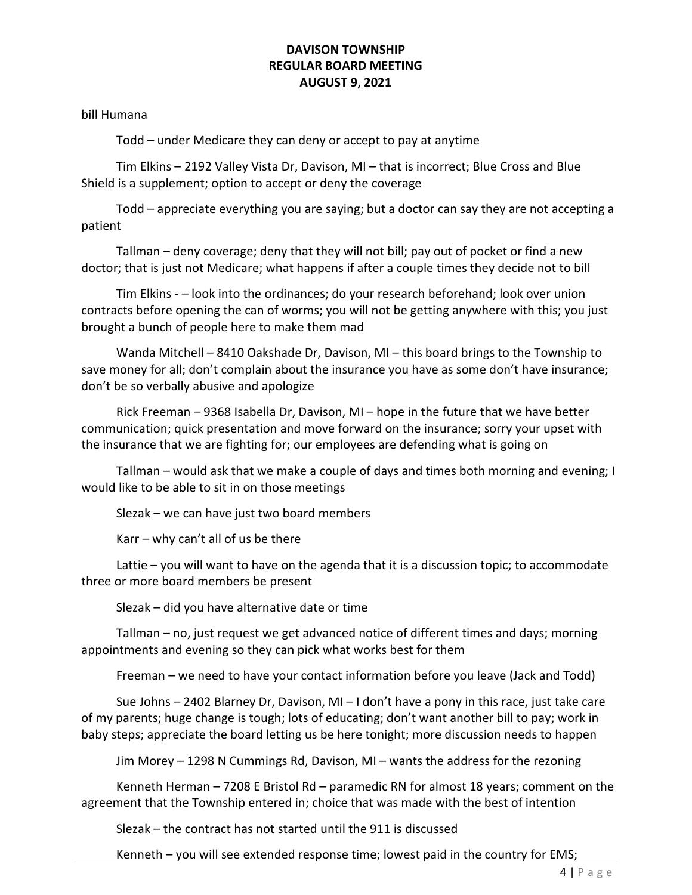bill Humana

Todd – under Medicare they can deny or accept to pay at anytime

Tim Elkins – 2192 Valley Vista Dr, Davison, MI – that is incorrect; Blue Cross and Blue Shield is a supplement; option to accept or deny the coverage

Todd – appreciate everything you are saying; but a doctor can say they are not accepting a patient

Tallman – deny coverage; deny that they will not bill; pay out of pocket or find a new doctor; that is just not Medicare; what happens if after a couple times they decide not to bill

Tim Elkins - – look into the ordinances; do your research beforehand; look over union contracts before opening the can of worms; you will not be getting anywhere with this; you just brought a bunch of people here to make them mad

Wanda Mitchell – 8410 Oakshade Dr, Davison, MI – this board brings to the Township to save money for all; don't complain about the insurance you have as some don't have insurance; don't be so verbally abusive and apologize

Rick Freeman – 9368 Isabella Dr, Davison, MI – hope in the future that we have better communication; quick presentation and move forward on the insurance; sorry your upset with the insurance that we are fighting for; our employees are defending what is going on

Tallman – would ask that we make a couple of days and times both morning and evening; I would like to be able to sit in on those meetings

Slezak – we can have just two board members

Karr – why can't all of us be there

Lattie – you will want to have on the agenda that it is a discussion topic; to accommodate three or more board members be present

Slezak – did you have alternative date or time

Tallman – no, just request we get advanced notice of different times and days; morning appointments and evening so they can pick what works best for them

Freeman – we need to have your contact information before you leave (Jack and Todd)

Sue Johns – 2402 Blarney Dr, Davison, MI – I don't have a pony in this race, just take care of my parents; huge change is tough; lots of educating; don't want another bill to pay; work in baby steps; appreciate the board letting us be here tonight; more discussion needs to happen

Jim Morey – 1298 N Cummings Rd, Davison, MI – wants the address for the rezoning

Kenneth Herman – 7208 E Bristol Rd – paramedic RN for almost 18 years; comment on the agreement that the Township entered in; choice that was made with the best of intention

Slezak – the contract has not started until the 911 is discussed

Kenneth – you will see extended response time; lowest paid in the country for EMS;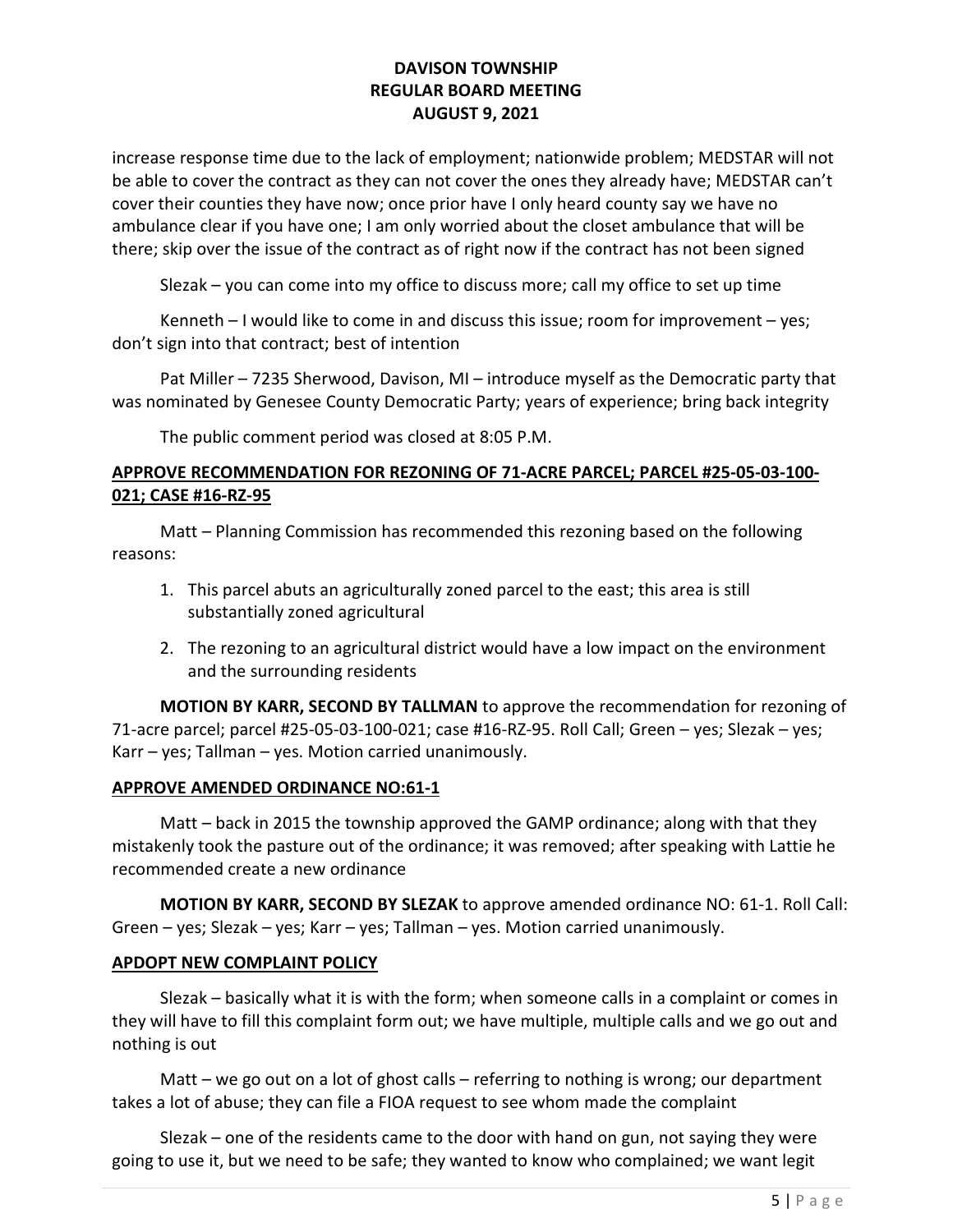increase response time due to the lack of employment; nationwide problem; MEDSTAR will not be able to cover the contract as they can not cover the ones they already have; MEDSTAR can't cover their counties they have now; once prior have I only heard county say we have no ambulance clear if you have one; I am only worried about the closet ambulance that will be there; skip over the issue of the contract as of right now if the contract has not been signed

Slezak – you can come into my office to discuss more; call my office to set up time

Kenneth – I would like to come in and discuss this issue; room for improvement – yes; don't sign into that contract; best of intention

Pat Miller – 7235 Sherwood, Davison, MI – introduce myself as the Democratic party that was nominated by Genesee County Democratic Party; years of experience; bring back integrity

The public comment period was closed at 8:05 P.M.

**APPROVE RECOMMENDATION FOR REZONING OF 71-ACRE PARCEL; PARCEL #25-05-03-100-021; CASE #16-RZ-95**

Matt – Planning Commission has recommended this rezoning based on the following reasons:

1. This parcel abuts an agriculturally zoned parcel to the east; this area is still substantially zoned agricultural
2. The rezoning to an agricultural district would have a low impact on the environment and the surrounding residents

**MOTION BY KARR, SECOND BY TALLMAN** to approve the recommendation for rezoning of 71-acre parcel; parcel #25-05-03-100-021; case #16-RZ-95. Roll Call; Green – yes; Slezak – yes; Karr – yes; Tallman – yes. Motion carried unanimously.

**APPROVE AMENDED ORDINANCE NO:61-1**

Matt – back in 2015 the township approved the GAMP ordinance; along with that they mistakenly took the pasture out of the ordinance; it was removed; after speaking with Lattie he recommended create a new ordinance

**MOTION BY KARR, SECOND BY SLEZAK** to approve amended ordinance NO: 61-1. Roll Call: Green – yes; Slezak – yes; Karr – yes; Tallman – yes. Motion carried unanimously.

**APDOPT NEW COMPLAINT POLICY**

Slezak – basically what it is with the form; when someone calls in a complaint or comes in they will have to fill this complaint form out; we have multiple, multiple calls and we go out and nothing is out

Matt – we go out on a lot of ghost calls – referring to nothing is wrong; our department takes a lot of abuse; they can file a FIOA request to see whom made the complaint

Slezak – one of the residents came to the door with hand on gun, not saying they were going to use it, but we need to be safe; they wanted to know who complained; we want legit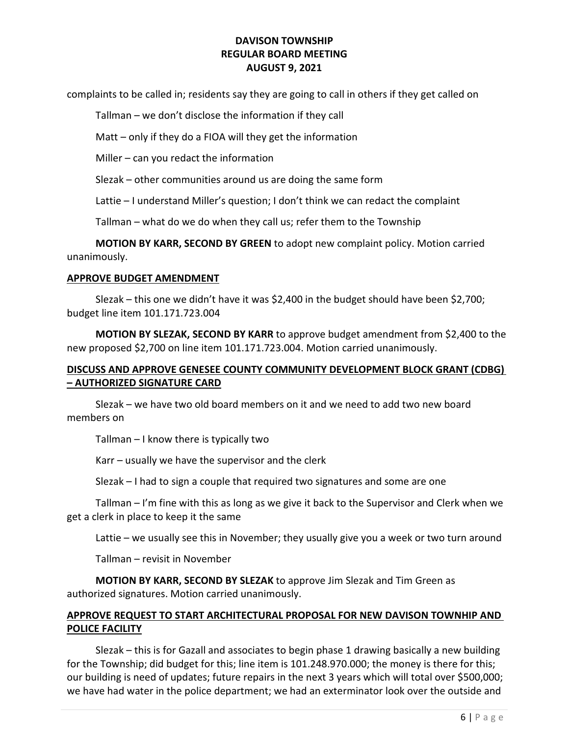complaints to be called in; residents say they are going to call in others if they get called on

Tallman – we don't disclose the information if they call

Matt – only if they do a FIOA will they get the information

Miller – can you redact the information

Slezak – other communities around us are doing the same form

Lattie – I understand Miller's question; I don't think we can redact the complaint

Tallman – what do we do when they call us; refer them to the Township

**MOTION BY KARR, SECOND BY GREEN** to adopt new complaint policy. Motion carried unanimously.

**APPROVE BUDGET AMENDMENT**

Slezak – this one we didn't have it was $2,400 in the budget should have been $2,700; budget line item 101.171.723.004

**MOTION BY SLEZAK, SECOND BY KARR** to approve budget amendment from $2,400 to the new proposed $2,700 on line item 101.171.723.004. Motion carried unanimously.

**DISCUSS AND APPROVE GENESEE COUNTY COMMUNITY DEVELOPMENT BLOCK GRANT (CDBG) – AUTHORIZED SIGNATURE CARD**

Slezak – we have two old board members on it and we need to add two new board members on

Tallman – I know there is typically two

Karr – usually we have the supervisor and the clerk

Slezak – I had to sign a couple that required two signatures and some are one

Tallman – I'm fine with this as long as we give it back to the Supervisor and Clerk when we get a clerk in place to keep it the same

Lattie – we usually see this in November; they usually give you a week or two turn around

Tallman – revisit in November

**MOTION BY KARR, SECOND BY SLEZAK** to approve Jim Slezak and Tim Green as authorized signatures. Motion carried unanimously.

**APPROVE REQUEST TO START ARCHITECTURAL PROPOSAL FOR NEW DAVISON TOWNHIP AND POLICE FACILITY**

Slezak – this is for Gazall and associates to begin phase 1 drawing basically a new building for the Township; did budget for this; line item is 101.248.970.000; the money is there for this; our building is need of updates; future repairs in the next 3 years which will total over $500,000; we have had water in the police department; we had an exterminator look over the outside and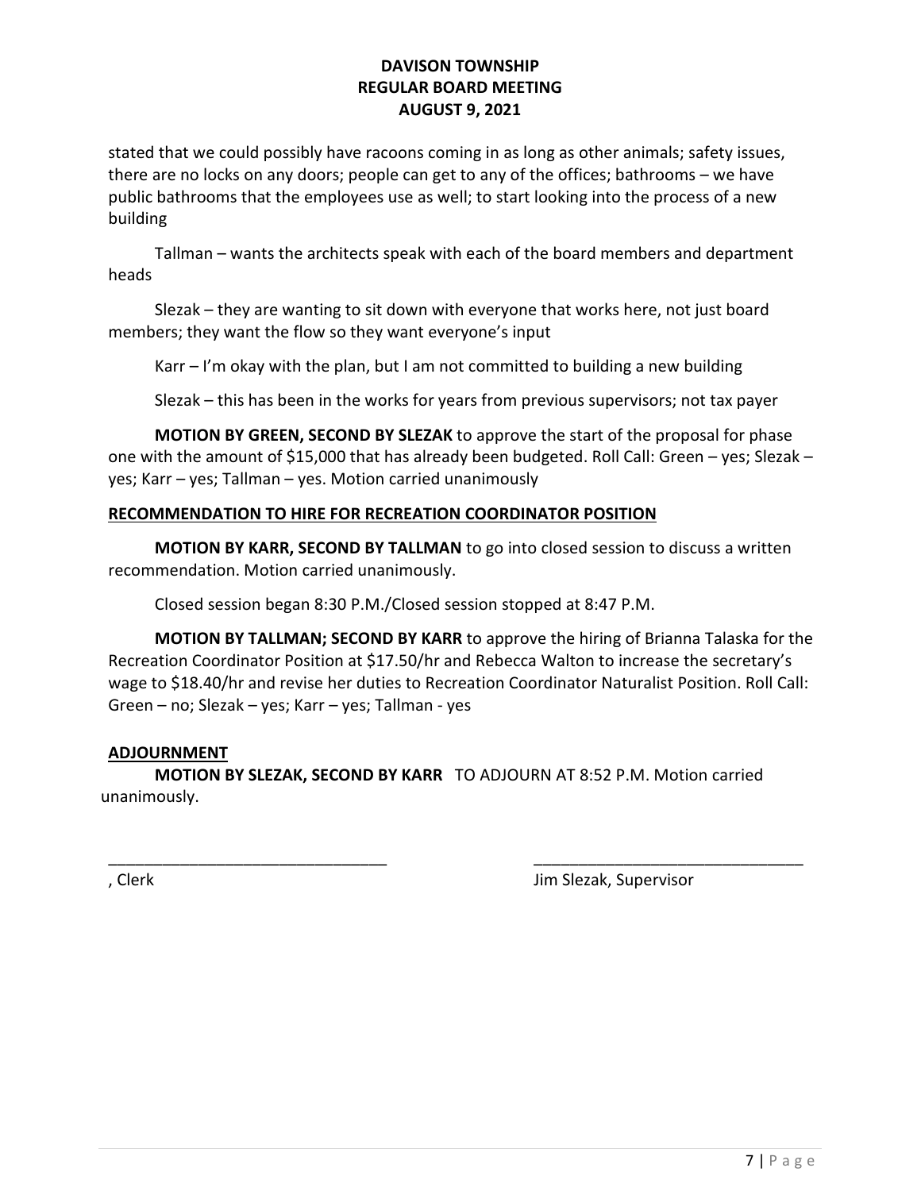stated that we could possibly have racoons coming in as long as other animals; safety issues, there are no locks on any doors; people can get to any of the offices; bathrooms – we have public bathrooms that the employees use as well; to start looking into the process of a new building

Tallman – wants the architects speak with each of the board members and department heads

Slezak – they are wanting to sit down with everyone that works here, not just board members; they want the flow so they want everyone's input

Karr – I'm okay with the plan, but I am not committed to building a new building

Slezak – this has been in the works for years from previous supervisors; not tax payer

**MOTION BY GREEN, SECOND BY SLEZAK** to approve the start of the proposal for phase one with the amount of $15,000 that has already been budgeted. Roll Call: Green – yes; Slezak – yes; Karr – yes; Tallman – yes. Motion carried unanimously

**RECOMMENDATION TO HIRE FOR RECREATION COORDINATOR POSITION**

**MOTION BY KARR, SECOND BY TALLMAN** to go into closed session to discuss a written recommendation. Motion carried unanimously.

Closed session began 8:30 P.M./Closed session stopped at 8:47 P.M.

**MOTION BY TALLMAN; SECOND BY KARR** to approve the hiring of Brianna Talaska for the Recreation Coordinator Position at $17.50/hr and Rebecca Walton to increase the secretary's wage to $18.40/hr and revise her duties to Recreation Coordinator Naturalist Position. Roll Call: Green – no; Slezak – yes; Karr – yes; Tallman - yes

**ADJOURNMENT**

**MOTION BY SLEZAK, SECOND BY KARR** TO ADJOURN AT 8:52 P.M. Motion carried unanimously.

_______________________________ 

, Clerk

_______________________________

Jim Slezak, Supervisor